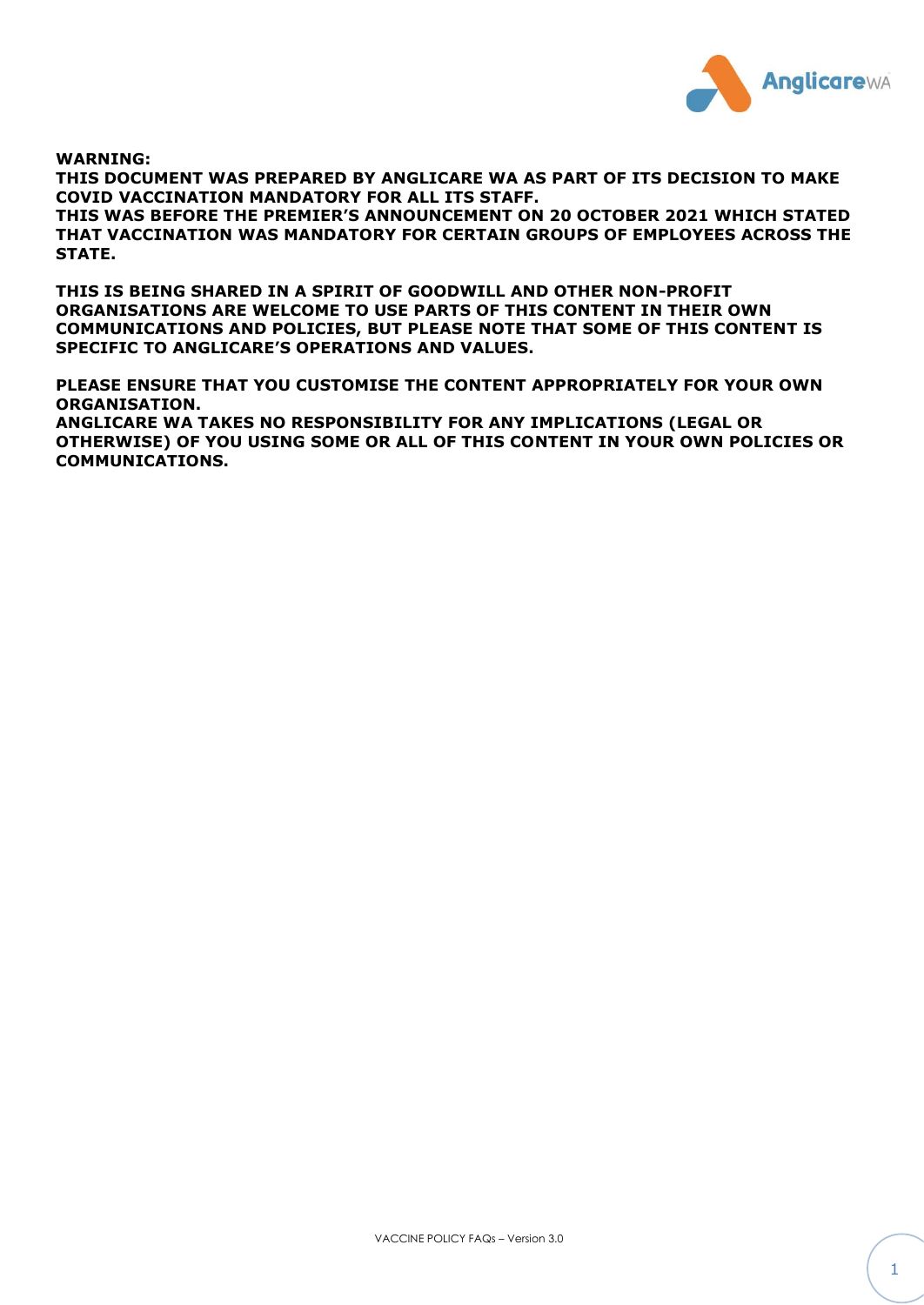**WARNING:**

**THIS DOCUMENT WAS PREPARED BY ANGLICARE WA AS PART OF ITS DECISION TO MAKE COVID VACCINATION MANDATORY FOR ALL ITS STAFF.**

**THIS WAS BEFORE THE PREMIER'S ANNOUNCEMENT ON 20 OCTOBER 2021 WHICH STATED THAT VACCINATION WAS MANDATORY FOR CERTAIN GROUPS OF EMPLOYEES ACROSS THE STATE.**

**THIS IS BEING SHARED IN A SPIRIT OF GOODWILL AND OTHER NON-PROFIT ORGANISATIONS ARE WELCOME TO USE PARTS OF THIS CONTENT IN THEIR OWN COMMUNICATIONS AND POLICIES, BUT PLEASE NOTE THAT SOME OF THIS CONTENT IS SPECIFIC TO ANGLICARE'S OPERATIONS AND VALUES.**

**PLEASE ENSURE THAT YOU CUSTOMISE THE CONTENT APPROPRIATELY FOR YOUR OWN ORGANISATION.**

**ANGLICARE WA TAKES NO RESPONSIBILITY FOR ANY IMPLICATIONS (LEGAL OR OTHERWISE) OF YOU USING SOME OR ALL OF THIS CONTENT IN YOUR OWN POLICIES OR COMMUNICATIONS.**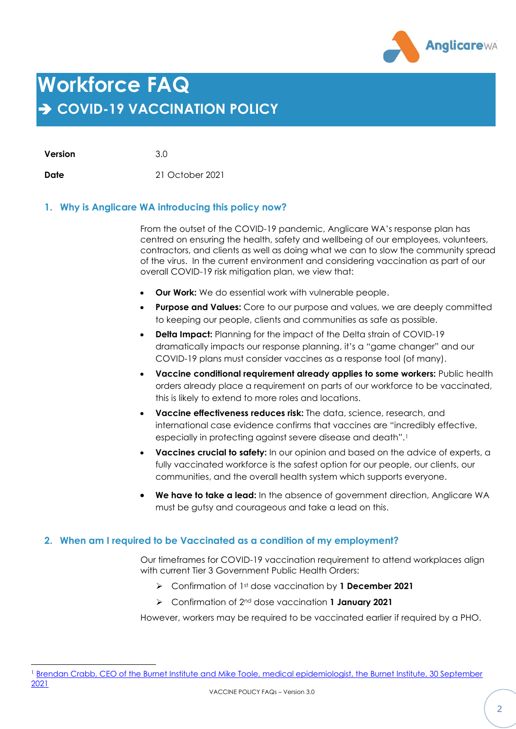# Workforce FAQ

## ➔ COVID-19 VACCINATION POLICY

**Version** 3.0

**Date** 21 October 2021

### 1. Why is Anglicare WA introducing this policy now?

From the outset of the COVID-19 pandemic, Anglicare WA's response plan has centred on ensuring the health, safety and wellbeing of our employees, volunteers, contractors, and clients as well as doing what we can to slow the community spread of the virus. In the current environment and considering vaccination as part of our overall COVID-19 risk mitigation plan, we view that:

- **Our Work:** We do essential work with vulnerable people.
- **Purpose and Values:** Core to our purpose and values, we are deeply committed to keeping our people, clients and communities as safe as possible.
- **Delta Impact:** Planning for the impact of the Delta strain of COVID-19 dramatically impacts our response planning, it's a "game changer" and our COVID-19 plans must consider vaccines as a response tool (of many).
- **Vaccine conditional requirement already applies to some workers:** Public health orders already place a requirement on parts of our workforce to be vaccinated, this is likely to extend to more roles and locations.
- **Vaccine effectiveness reduces risk:** The data, science, research, and international case evidence confirms that vaccines are "incredibly effective, especially in protecting against severe disease and death".[1]
- **Vaccines crucial to safety:** In our opinion and based on the advice of experts, a fully vaccinated workforce is the safest option for our people, our clients, our communities, and the overall health system which supports everyone.
- **We have to take a lead:** In the absence of government direction, Anglicare WA must be gutsy and courageous and take a lead on this.

### 2. When am I required to be Vaccinated as a condition of my employment?

Our timeframes for COVID-19 vaccination requirement to attend workplaces align with current Tier 3 Government Public Health Orders:

- Confirmation of 1st dose vaccination by **1 December 2021**
- Confirmation of 2nd dose vaccination **1 January 2021**

However, workers may be required to be vaccinated earlier if required by a PHO.

---

[1] Brendan Crabb, CEO of the Burnet Institute and Mike Toole, medical epidemiologist, the Burnet Institute, 30 September 2021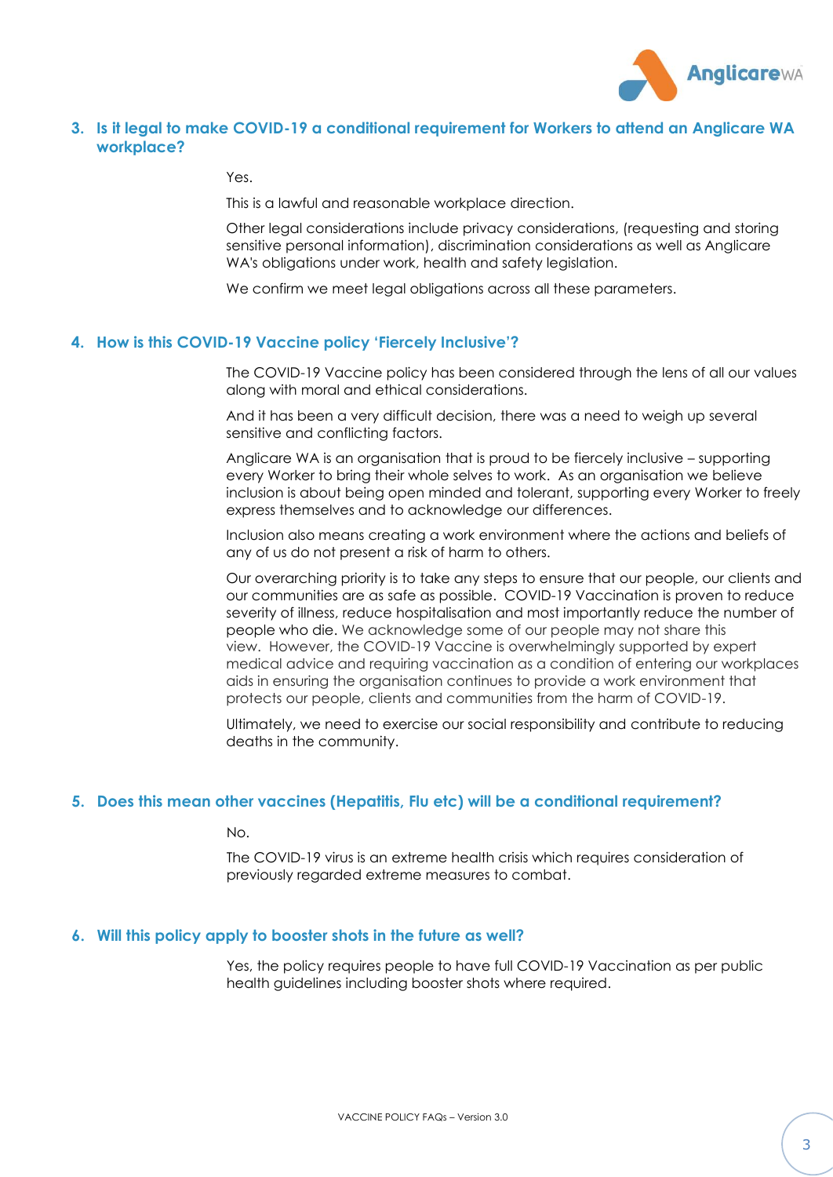### 3. Is it legal to make COVID-19 a conditional requirement for Workers to attend an Anglicare WA workplace?

Yes.

This is a lawful and reasonable workplace direction.

Other legal considerations include privacy considerations, (requesting and storing sensitive personal information), discrimination considerations as well as Anglicare WA's obligations under work, health and safety legislation.

We confirm we meet legal obligations across all these parameters.

### 4. How is this COVID-19 Vaccine policy 'Fiercely Inclusive'?

The COVID-19 Vaccine policy has been considered through the lens of all our values along with moral and ethical considerations.

And it has been a very difficult decision, there was a need to weigh up several sensitive and conflicting factors.

Anglicare WA is an organisation that is proud to be fiercely inclusive – supporting every Worker to bring their whole selves to work. As an organisation we believe inclusion is about being open minded and tolerant, supporting every Worker to freely express themselves and to acknowledge our differences.

Inclusion also means creating a work environment where the actions and beliefs of any of us do not present a risk of harm to others.

Our overarching priority is to take any steps to ensure that our people, our clients and our communities are as safe as possible. COVID-19 Vaccination is proven to reduce severity of illness, reduce hospitalisation and most importantly reduce the number of people who die. We acknowledge some of our people may not share this view. However, the COVID-19 Vaccine is overwhelmingly supported by expert medical advice and requiring vaccination as a condition of entering our workplaces aids in ensuring the organisation continues to provide a work environment that protects our people, clients and communities from the harm of COVID-19.

Ultimately, we need to exercise our social responsibility and contribute to reducing deaths in the community.

### 5. Does this mean other vaccines (Hepatitis, Flu etc) will be a conditional requirement?

No.

The COVID-19 virus is an extreme health crisis which requires consideration of previously regarded extreme measures to combat.

### 6. Will this policy apply to booster shots in the future as well?

Yes, the policy requires people to have full COVID-19 Vaccination as per public health guidelines including booster shots where required.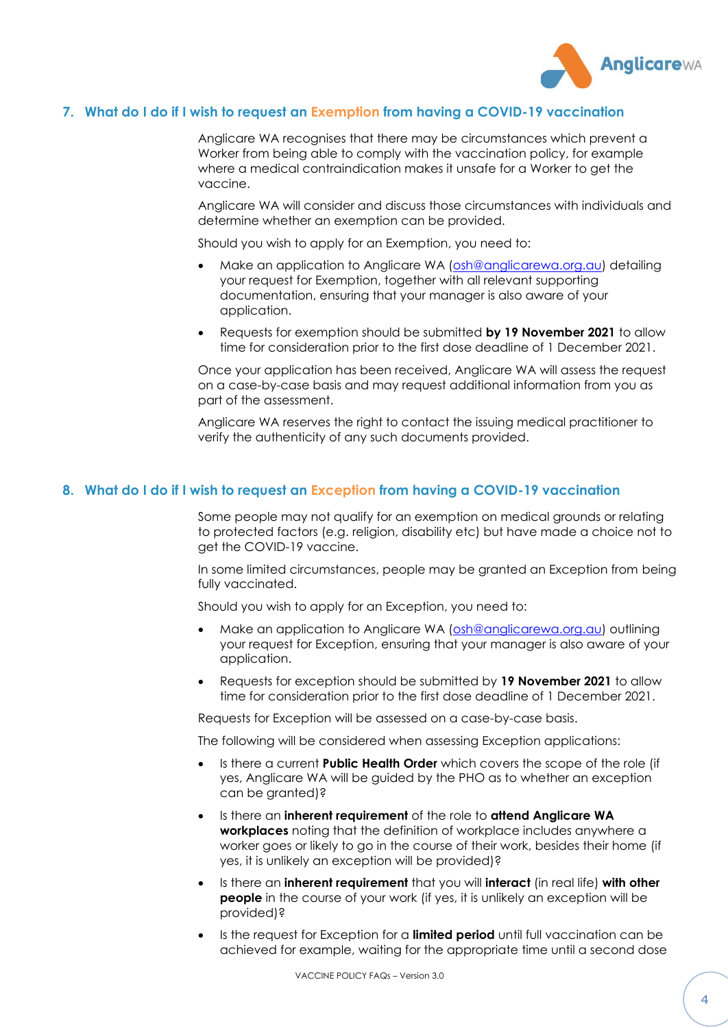## 7. What do I do if I wish to request an Exemption from having a COVID-19 vaccination

Anglicare WA recognises that there may be circumstances which prevent a Worker from being able to comply with the vaccination policy, for example where a medical contraindication makes it unsafe for a Worker to get the vaccine.

Anglicare WA will consider and discuss those circumstances with individuals and determine whether an exemption can be provided.

Should you wish to apply for an Exemption, you need to:

- Make an application to Anglicare WA (osh@anglicarewa.org.au) detailing your request for Exemption, together with all relevant supporting documentation, ensuring that your manager is also aware of your application.
- Requests for exemption should be submitted **by 19 November 2021** to allow time for consideration prior to the first dose deadline of 1 December 2021.

Once your application has been received, Anglicare WA will assess the request on a case-by-case basis and may request additional information from you as part of the assessment.

Anglicare WA reserves the right to contact the issuing medical practitioner to verify the authenticity of any such documents provided.

## 8. What do I do if I wish to request an Exception from having a COVID-19 vaccination

Some people may not qualify for an exemption on medical grounds or relating to protected factors (e.g. religion, disability etc) but have made a choice not to get the COVID-19 vaccine.

In some limited circumstances, people may be granted an Exception from being fully vaccinated.

Should you wish to apply for an Exception, you need to:

- Make an application to Anglicare WA (osh@anglicarewa.org.au) outlining your request for Exception, ensuring that your manager is also aware of your application.
- Requests for exception should be submitted by **19 November 2021** to allow time for consideration prior to the first dose deadline of 1 December 2021.

Requests for Exception will be assessed on a case-by-case basis.

The following will be considered when assessing Exception applications:

- Is there a current **Public Health Order** which covers the scope of the role (if yes, Anglicare WA will be guided by the PHO as to whether an exception can be granted)?
- Is there an **inherent requirement** of the role to **attend Anglicare WA workplaces** noting that the definition of workplace includes anywhere a worker goes or likely to go in the course of their work, besides their home (if yes, it is unlikely an exception will be provided)?
- Is there an **inherent requirement** that you will **interact** (in real life) **with other people** in the course of your work (if yes, it is unlikely an exception will be provided)?
- Is the request for Exception for a **limited period** until full vaccination can be achieved for example, waiting for the appropriate time until a second dose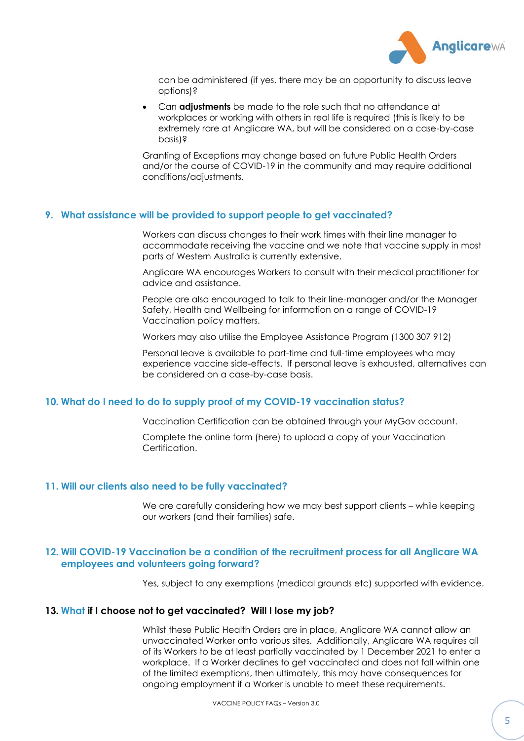can be administered (if yes, there may be an opportunity to discuss leave options)?

- Can **adjustments** be made to the role such that no attendance at workplaces or working with others in real life is required (this is likely to be extremely rare at Anglicare WA, but will be considered on a case-by-case basis)?

Granting of Exceptions may change based on future Public Health Orders and/or the course of COVID-19 in the community and may require additional conditions/adjustments.

## 9. What assistance will be provided to support people to get vaccinated?

Workers can discuss changes to their work times with their line manager to accommodate receiving the vaccine and we note that vaccine supply in most parts of Western Australia is currently extensive.

Anglicare WA encourages Workers to consult with their medical practitioner for advice and assistance.

People are also encouraged to talk to their line-manager and/or the Manager Safety, Health and Wellbeing for information on a range of COVID-19 Vaccination policy matters.

Workers may also utilise the Employee Assistance Program (1300 307 912)

Personal leave is available to part-time and full-time employees who may experience vaccine side-effects. If personal leave is exhausted, alternatives can be considered on a case-by-case basis.

## 10. What do I need to do to supply proof of my COVID-19 vaccination status?

Vaccination Certification can be obtained through your MyGov account.

Complete the online form (here) to upload a copy of your Vaccination Certification.

## 11. Will our clients also need to be fully vaccinated?

We are carefully considering how we may best support clients – while keeping our workers (and their families) safe.

## 12. Will COVID-19 Vaccination be a condition of the recruitment process for all Anglicare WA employees and volunteers going forward?

Yes, subject to any exemptions (medical grounds etc) supported with evidence.

## 13. What if I choose not to get vaccinated? Will I lose my job?

Whilst these Public Health Orders are in place, Anglicare WA cannot allow an unvaccinated Worker onto various sites. Additionally, Anglicare WA requires all of its Workers to be at least partially vaccinated by 1 December 2021 to enter a workplace. If a Worker declines to get vaccinated and does not fall within one of the limited exemptions, then ultimately, this may have consequences for ongoing employment if a Worker is unable to meet these requirements.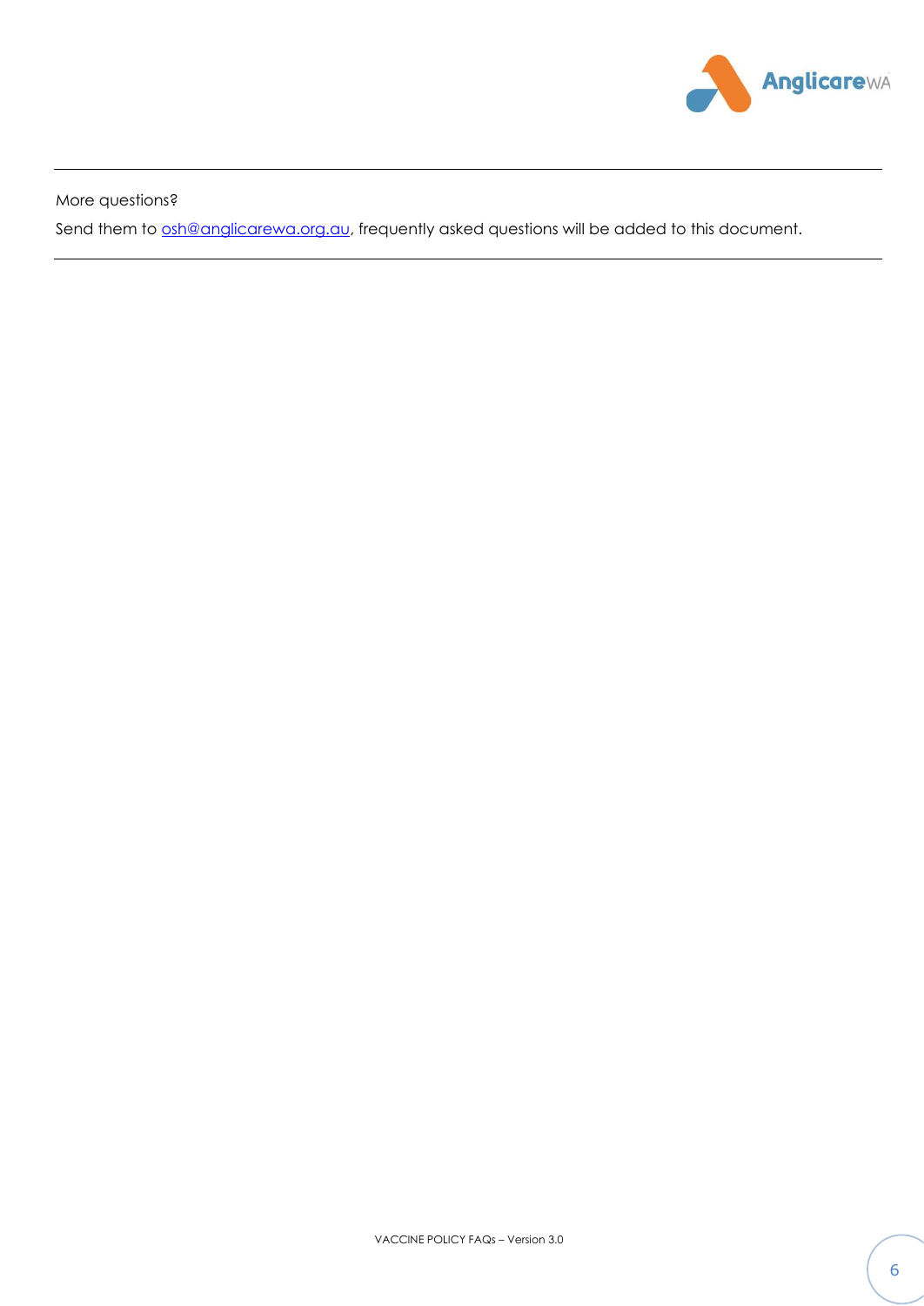More questions?

Send them to osh@anglicarewa.org.au, frequently asked questions will be added to this document.